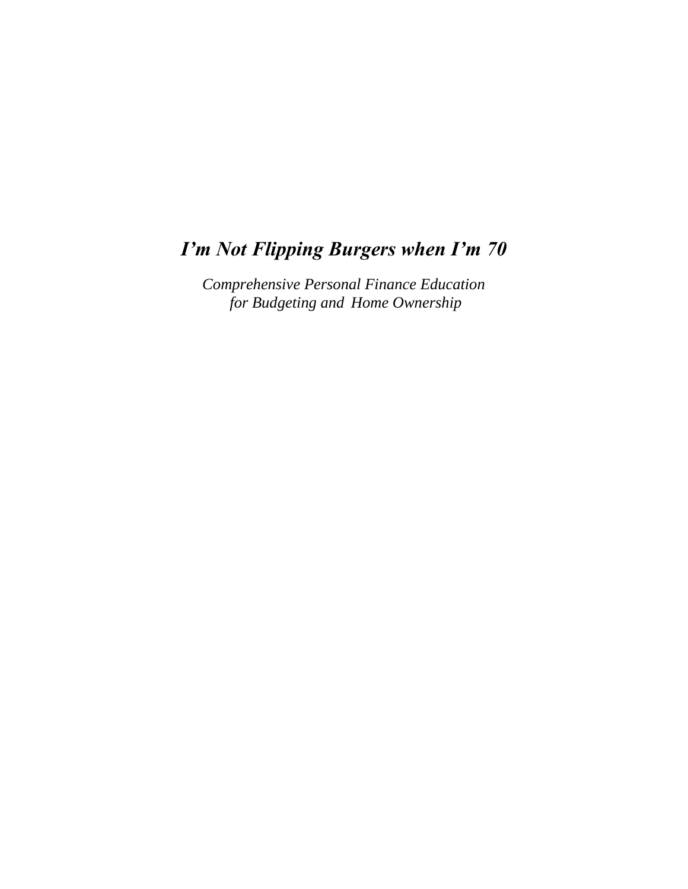# *I'm Not Flipping Burgers when I'm 70*

*Comprehensive Personal Finance Education for Budgeting and Home Ownership*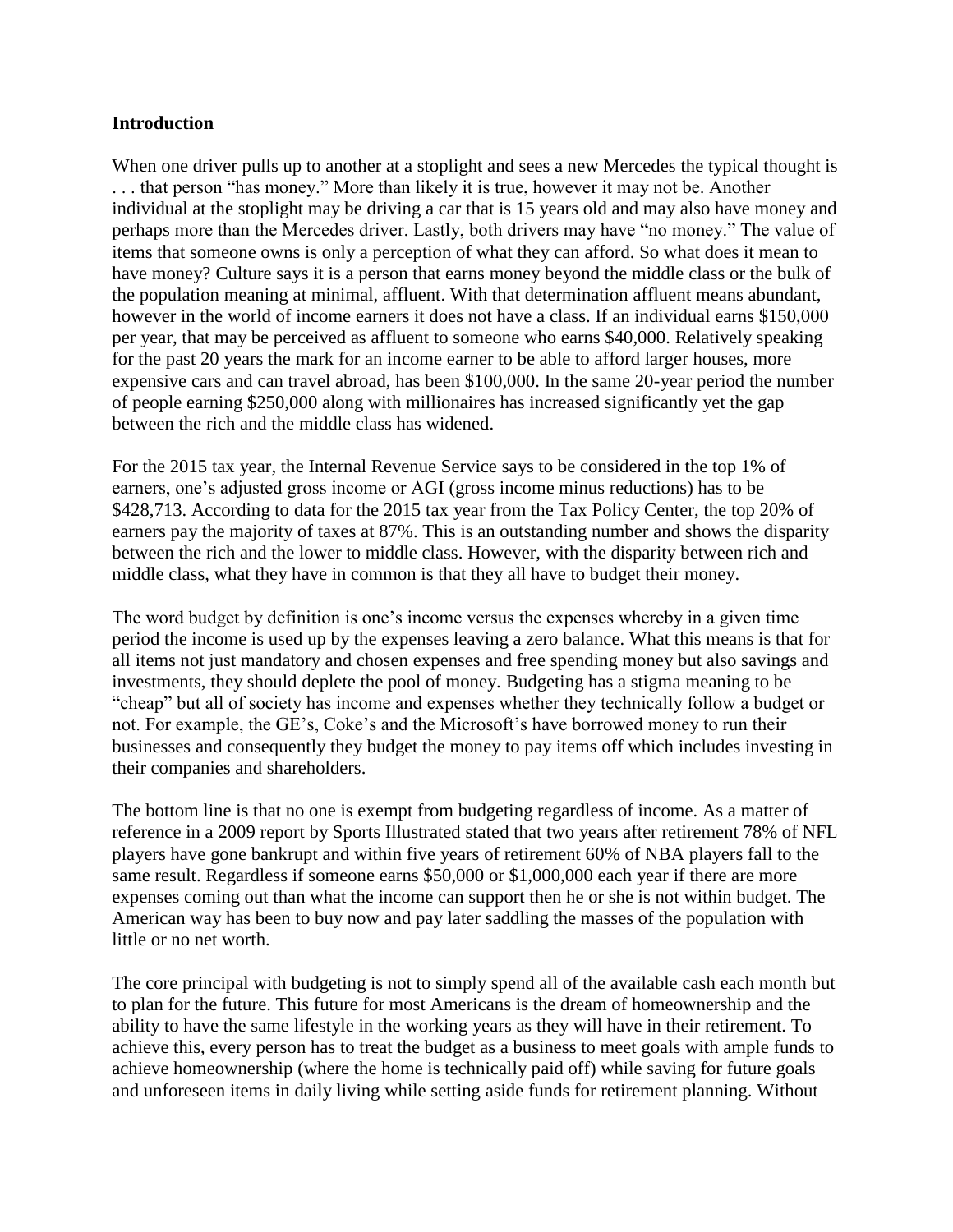**Introduction**

When one driver pulls up to another at a stoplight and sees a new Mercedes the typical thought is . . . that person "has money." More than likely it is true, however it may not be. Another individual at the stoplight may be driving a car that is 15 years old and may also have money and perhaps more than the Mercedes driver. Lastly, both drivers may have "no money." The value of items that someone owns is only a perception of what they can afford. So what does it mean to have money? Culture says it is a person that earns money beyond the middle class or the bulk of the population meaning at minimal, affluent. With that determination affluent means abundant, however in the world of income earners it does not have a class. If an individual earns $150,000 per year, that may be perceived as affluent to someone who earns $40,000. Relatively speaking for the past 20 years the mark for an income earner to be able to afford larger houses, more expensive cars and can travel abroad, has been $100,000. In the same 20-year period the number of people earning $250,000 along with millionaires has increased significantly yet the gap between the rich and the middle class has widened.

For the 2015 tax year, the Internal Revenue Service says to be considered in the top 1% of earners, one's adjusted gross income or AGI (gross income minus reductions) has to be $428,713. According to data for the 2015 tax year from the Tax Policy Center, the top 20% of earners pay the majority of taxes at 87%. This is an outstanding number and shows the disparity between the rich and the lower to middle class. However, with the disparity between rich and middle class, what they have in common is that they all have to budget their money.

The word budget by definition is one's income versus the expenses whereby in a given time period the income is used up by the expenses leaving a zero balance. What this means is that for all items not just mandatory and chosen expenses and free spending money but also savings and investments, they should deplete the pool of money. Budgeting has a stigma meaning to be "cheap" but all of society has income and expenses whether they technically follow a budget or not. For example, the GE's, Coke's and the Microsoft's have borrowed money to run their businesses and consequently they budget the money to pay items off which includes investing in their companies and shareholders.

The bottom line is that no one is exempt from budgeting regardless of income. As a matter of reference in a 2009 report by Sports Illustrated stated that two years after retirement 78% of NFL players have gone bankrupt and within five years of retirement 60% of NBA players fall to the same result. Regardless if someone earns $50,000 or $1,000,000 each year if there are more expenses coming out than what the income can support then he or she is not within budget. The American way has been to buy now and pay later saddling the masses of the population with little or no net worth.

The core principal with budgeting is not to simply spend all of the available cash each month but to plan for the future. This future for most Americans is the dream of homeownership and the ability to have the same lifestyle in the working years as they will have in their retirement. To achieve this, every person has to treat the budget as a business to meet goals with ample funds to achieve homeownership (where the home is technically paid off) while saving for future goals and unforeseen items in daily living while setting aside funds for retirement planning. Without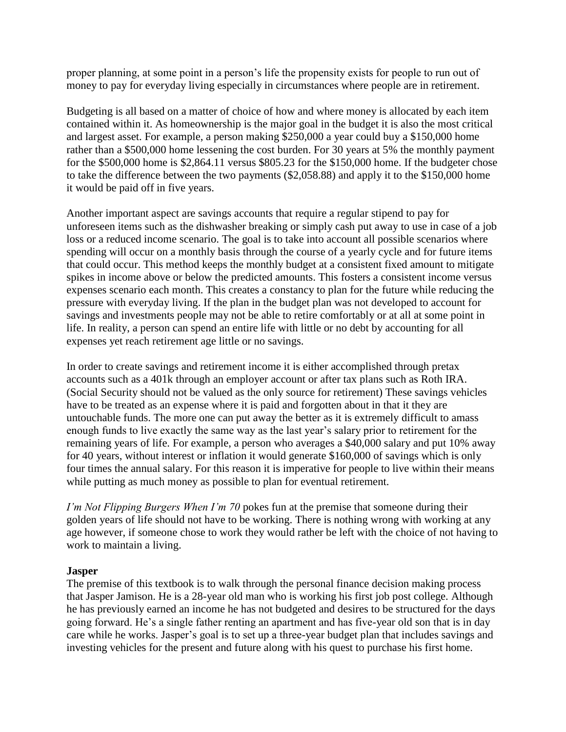proper planning, at some point in a person's life the propensity exists for people to run out of money to pay for everyday living especially in circumstances where people are in retirement.

Budgeting is all based on a matter of choice of how and where money is allocated by each item contained within it. As homeownership is the major goal in the budget it is also the most critical and largest asset. For example, a person making $250,000 a year could buy a $150,000 home rather than a $500,000 home lessening the cost burden. For 30 years at 5% the monthly payment for the $500,000 home is $2,864.11 versus $805.23 for the $150,000 home. If the budgeter chose to take the difference between the two payments ($2,058.88) and apply it to the $150,000 home it would be paid off in five years.

Another important aspect are savings accounts that require a regular stipend to pay for unforeseen items such as the dishwasher breaking or simply cash put away to use in case of a job loss or a reduced income scenario. The goal is to take into account all possible scenarios where spending will occur on a monthly basis through the course of a yearly cycle and for future items that could occur. This method keeps the monthly budget at a consistent fixed amount to mitigate spikes in income above or below the predicted amounts. This fosters a consistent income versus expenses scenario each month. This creates a constancy to plan for the future while reducing the pressure with everyday living. If the plan in the budget plan was not developed to account for savings and investments people may not be able to retire comfortably or at all at some point in life. In reality, a person can spend an entire life with little or no debt by accounting for all expenses yet reach retirement age little or no savings.

In order to create savings and retirement income it is either accomplished through pretax accounts such as a 401k through an employer account or after tax plans such as Roth IRA. (Social Security should not be valued as the only source for retirement) These savings vehicles have to be treated as an expense where it is paid and forgotten about in that it they are untouchable funds. The more one can put away the better as it is extremely difficult to amass enough funds to live exactly the same way as the last year's salary prior to retirement for the remaining years of life. For example, a person who averages a $40,000 salary and put 10% away for 40 years, without interest or inflation it would generate $160,000 of savings which is only four times the annual salary. For this reason it is imperative for people to live within their means while putting as much money as possible to plan for eventual retirement.

*I'm Not Flipping Burgers When I'm 70* pokes fun at the premise that someone during their golden years of life should not have to be working. There is nothing wrong with working at any age however, if someone chose to work they would rather be left with the choice of not having to work to maintain a living.

**Jasper**

The premise of this textbook is to walk through the personal finance decision making process that Jasper Jamison. He is a 28-year old man who is working his first job post college. Although he has previously earned an income he has not budgeted and desires to be structured for the days going forward. He's a single father renting an apartment and has five-year old son that is in day care while he works. Jasper's goal is to set up a three-year budget plan that includes savings and investing vehicles for the present and future along with his quest to purchase his first home.